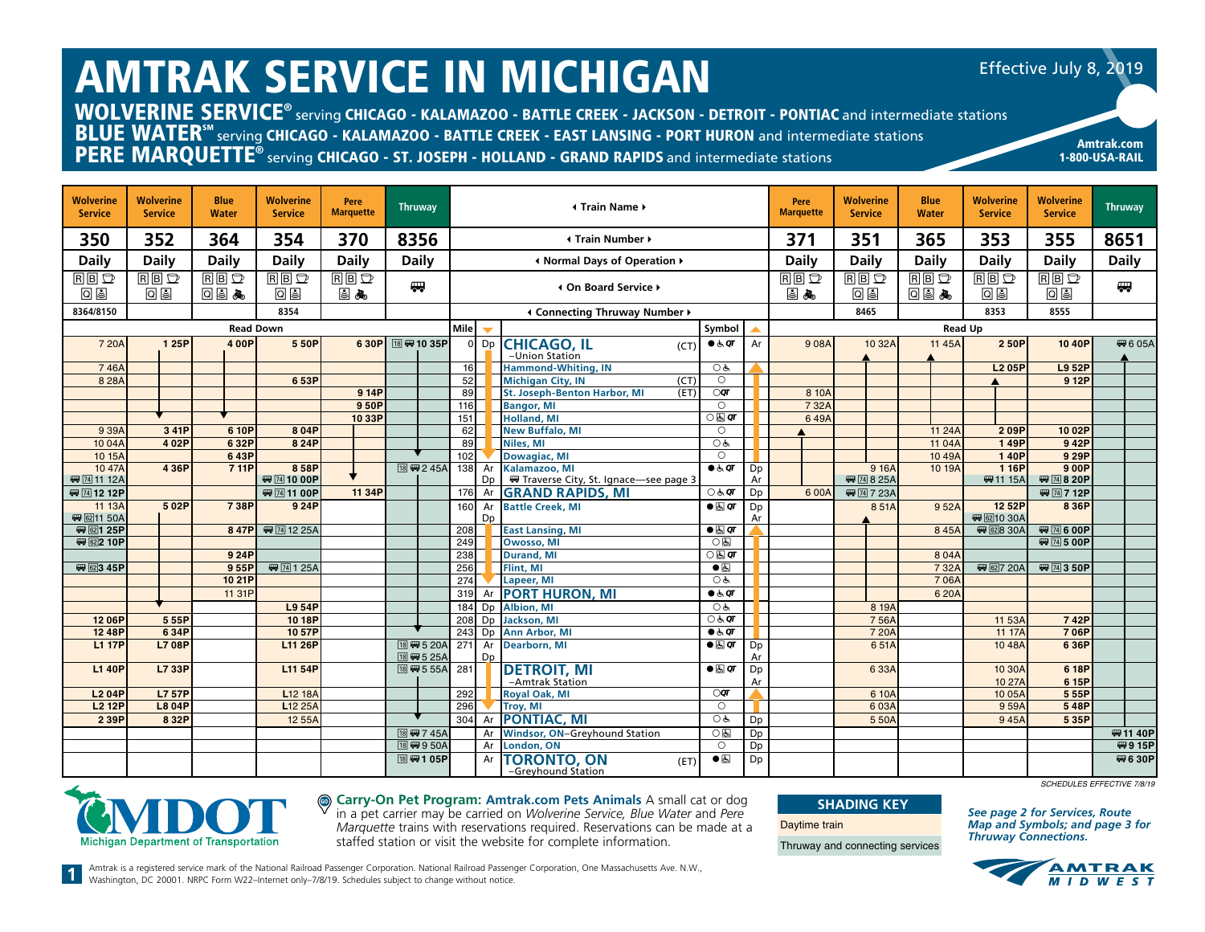# AMTRAK SERVICE IN MICHIGAN

Effective July 8, 2019

**WOLVERINE SERVICE®** serving **CHICAGO - KALAMAZOO - BATTLE CREEK - JACKSON - DETROIT - PONTIAC** and intermediate stations
**BLUE WATER℠** serving **CHICAGO - KALAMAZOO - BATTLE CREEK - EAST LANSING - PORT HURON** and intermediate stations
**PERE MARQUETTE®** serving **CHICAGO - ST. JOSEPH - HOLLAND - GRAND RAPIDS** and intermediate stations

**Amtrak.com**
**1-800-USA-RAIL**

| Wolverine Service | Wolverine Service | Blue Water | Wolverine Service | Pere Marquette | Thruway | | | Train Name | | | Pere Marquette | Wolverine Service | Blue Water | Wolverine Service | Wolverine Service | Thruway |
|---|---|---|---|---|---|---|---|---|---|---|---|---|---|---|---|---|
| 350 | 352 | 364 | 354 | 370 | 8356 | | | Train Number | | | 371 | 351 | 365 | 353 | 355 | 8651 |
| Daily | Daily | Daily | Daily | Daily | Daily | | | Normal Days of Operation | | | Daily | Daily | Daily | Daily | Daily | Daily |
| R B ☕ Q 🛄 | R B ☕ Q 🛄 | R B ☕ Q 🛄 🚲 | R B ☕ Q 🛄 | R B ☕ 🛄 🚲 | 🚌 | | | On Board Service | | | R B ☕ 🛄 🚲 | R B ☕ Q 🛄 | R B ☕ Q 🛄 🚲 | R B ☕ Q 🛄 | R B ☕ Q 🛄 | 🚌 |
| 8364/8150 | | | 8354 | | | | | Connecting Thruway Number | | | | 8465 | | 8353 | 8555 | |
| Read Down | | | | | | Mile | | | Symbol | | Read Up | | | | | |
| 7 20A | 1 25P | 4 00P | 5 50P | 6 30P | 18 🚌 10 35P | 0 | Dp | **CHICAGO, IL** (CT) –Union Station | ● ♿ QT | Ar | 9 08A | 10 32A | 11 45A | 2 50P | 10 40P | 🚌 6 05A |
| 7 46A | | | | | | 16 | | Hammond-Whiting, IN | ○ ♿ | | | | | L2 05P | L9 52P | |
| 8 28A | | | 6 53P | | | 52 | | Michigan City, IN (CT) | ○ | | | | | | 9 12P | |
| | | | | 9 14P | | 89 | | St. Joseph-Benton Harbor, MI (ET) | ○ QT | | 8 10A | | | | | |
| | | | | 9 50P | | 116 | | Bangor, MI | ○ | | 7 32A | | | | | |
| | | | | 10 33P | | 151 | | Holland, MI | ○ ♿ QT | | 6 49A | | | | | |
| 9 39A | 3 41P | 6 10P | 8 04P | | | 62 | | New Buffalo, MI | ○ | | | | 11 24A | 2 09P | 10 02P | |
| 10 04A | 4 02P | 6 32P | 8 24P | | | 89 | | Niles, MI | ○ ♿ | | | | 11 04A | 1 49P | 9 42P | |
| 10 15A | | 6 43P | | | | 102 | | Dowagiac, MI | ○ | | | | 10 49A | 1 40P | 9 29P | |
| 10 47A | 4 36P | 7 11P | 8 58P | | 18 🚌 2 45A | 138 | Ar | Kalamazoo, MI | ● ♿ QT | Dp | | 9 16A | 10 19A | 1 16P | 9 00P | |
| 🚌 74 11 12A | | | 🚌 74 10 00P | | | | Dp | 🚌 Traverse City, St. Ignace—see page 3 | | Ar | | 🚌 74 8 25A | | 🚌 11 15A | 🚌 74 8 20P | |
| 🚌 74 12 12P | | | 🚌 74 11 00P | 11 34P | | 176 | Ar | **GRAND RAPIDS, MI** | ○ ♿ QT | Dp | 6 00A | 🚌 74 7 23A | | | 🚌 74 7 12P | |
| 11 13A | 5 02P | 7 38P | 9 24P | | | 160 | Ar | Battle Creek, MI | ● ♿ QT | Dp | | 8 51A | 9 52A | 12 52P | 8 36P | |
| 🚌 62 11 50A | | | | | | | Dp | | | Ar | | | | 🚌 62 10 30A | | |
| 🚌 62 1 25P | | 8 47P | 🚌 74 12 25A | | | 208 | | East Lansing, MI | ● ♿ QT | | | | 8 45A | 🚌 62 8 30A | 🚌 74 6 00P | |
| 🚌 62 2 10P | | | | | | 249 | | Owosso, MI | ○ ♿ | | | | | | 🚌 74 5 00P | |
| | | 9 24P | | | | 238 | | Durand, MI | ○ ♿ QT | | | | 8 04A | | | |
| 🚌 62 3 45P | | 9 55P | 🚌 74 1 25A | | | 256 | | Flint, MI | ● ♿ | | | | 7 32A | 🚌 62 7 20A | 🚌 74 3 50P | |
| | | 10 21P | | | | 274 | | Lapeer, MI | ○ ♿ | | | | 7 06A | | | |
| | | 11 31P | | | | 319 | Ar | **PORT HURON, MI** | ● ♿ QT | | | | 6 20A | | | |
| | | | L9 54P | | | 184 | Dp | Albion, MI | ○ ♿ | | | 8 19A | | | | |
| 12 06P | 5 55P | | 10 18P | | | 208 | Dp | Jackson, MI | ○ ♿ QT | | | 7 56A | | 11 53A | 7 42P | |
| 12 48P | 6 34P | | 10 57P | | | 243 | Dp | Ann Arbor, MI | ● ♿ QT | | | 7 20A | | 11 17A | 7 06P | |
| L1 17P | L7 08P | | L11 26P | | 18 🚌 5 20A | 271 | Ar | Dearborn, MI | ● ♿ QT | Dp | | 6 51A | | 10 48A | 6 36P | |
| | | | | | 18 🚌 5 25A | | Dp | | | Ar | | | | | | |
| L1 40P | L7 33P | | L11 54P | | 18 🚌 5 55A | 281 | | **DETROIT, MI** –Amtrak Station | ● ♿ QT | Dp | | 6 33A | | 10 30A | 6 18P | |
| | | | | | | | | | | Ar | | | | 10 27A | 6 15P | |
| L2 04P | L7 57P | | L12 18A | | | 292 | | Royal Oak, MI | ○ QT | | | 6 10A | | 10 05A | 5 55P | |
| L2 12P | L8 04P | | L12 25A | | | 296 | | Troy, MI | ○ | | | 6 03A | | 9 59A | 5 48P | |
| 2 39P | 8 32P | | 12 55A | | | 304 | Ar | **PONTIAC, MI** | ○ ♿ | Dp | | 5 50A | | 9 45A | 5 35P | |
| | | | | | 18 🚌 7 45A | | Ar | Windsor, ON–Greyhound Station | ○ ♿ | Dp | | | | | | 🚌 11 40P |
| | | | | | 18 🚌 9 50A | | Ar | London, ON | ○ | Dp | | | | | | 🚌 9 15P |
| | | | | | 18 🚌 1 05P | | Ar | **TORONTO, ON** (ET) –Greyhound Station | ● ♿ | Dp | | | | | | 🚌 6 30P |

*SCHEDULES EFFECTIVE 7/8/19*

MDOT — Michigan Department of Transportation

**Carry-On Pet Program: Amtrak.com Pets Animals** A small cat or dog in a pet carrier may be carried on *Wolverine Service, Blue Water* and *Pere Marquette* trains with reservations required. Reservations can be made at a staffed station or visit the website for complete information.

**SHADING KEY**
- Daytime train
- Thruway and connecting services

*See page 2 for Services, Route Map and Symbols; and page 3 for Thruway Connections.*

AMTRAK MIDWEST

Amtrak is a registered service mark of the National Railroad Passenger Corporation. National Railroad Passenger Corporation, One Massachusetts Ave. N.W., Washington, DC 20001. NRPC Form W22–Internet only–7/8/19. Schedules subject to change without notice.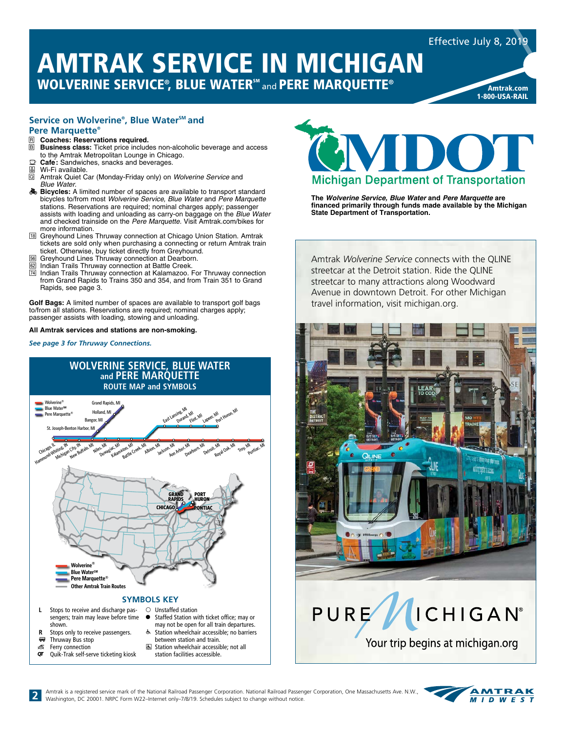Effective July 8, 2019

# AMTRAK SERVICE IN MICHIGAN

## WOLVERINE SERVICE®, BLUE WATER℠ and PERE MARQUETTE®

Amtrak.com
1-800-USA-RAIL

### Service on Wolverine®, Blue Water℠ and Pere Marquette®

- R **Coaches: Reservations required.**
- B **Business class:** Ticket price includes non-alcoholic beverage and access to the Amtrak Metropolitan Lounge in Chicago.
- **Cafe:** Sandwiches, snacks and beverages.
- Wi-Fi available.
- Q Amtrak Quiet Car (Monday-Friday only) on *Wolverine Service* and *Blue Water.*
- **Bicycles:** A limited number of spaces are available to transport standard bicycles to/from most *Wolverine Service, Blue Water* and *Pere Marquette* stations. Reservations are required; nominal charges apply; passenger assists with loading and unloading as carry-on baggage on the *Blue Water* and checked trainside on the *Pere Marquette.* Visit Amtrak.com/bikes for more information.
- 18 Greyhound Lines Thruway connection at Chicago Union Station. Amtrak tickets are sold only when purchasing a connecting or return Amtrak train ticket. Otherwise, buy ticket directly from Greyhound.
- 56 Greyhound Lines Thruway connection at Dearborn.
- 62 Indian Trails Thruway connection at Battle Creek.
- 74 Indian Trails Thruway connection at Kalamazoo. For Thruway connection from Grand Rapids to Trains 350 and 354, and from Train 351 to Grand Rapids, see page 3.

**Golf Bags:** A limited number of spaces are available to transport golf bags to/from all stations. Reservations are required; nominal charges apply; passenger assists with loading, stowing and unloading.

**All Amtrak services and stations are non-smoking.**

***See page 3 for Thruway Connections.***

**MDOT Michigan Department of Transportation**

**The *Wolverine Service, Blue Water* and *Pere Marquette* are financed primarily through funds made available by the Michigan State Department of Transportation.**

Amtrak *Wolverine Service* connects with the QLINE streetcar at the Detroit station. Ride the QLINE streetcar to many attractions along Woodward Avenue in downtown Detroit. For other Michigan travel information, visit michigan.org.

PURE MICHIGAN®
Your trip begins at michigan.org

### WOLVERINE SERVICE, BLUE WATER and PERE MARQUETTE ROUTE MAP and SYMBOLS

Wolverine®
Blue Water℠
Pere Marquette®

Grand Rapids, MI
Holland, MI
Bangor, MI
St. Joseph-Benton Harbor, MI
East Lansing, MI
Durand, MI
Flint, MI
Lapeer, MI
Port Huron, MI
Chicago, IL
Hammond-Whiting, IN
Michigan City, IN
New Buffalo, MI
Niles, MI
Dowagiac, MI
Kalamazoo, MI
Battle Creek, MI
Albion, MI
Jackson, MI
Ann Arbor, MI
Dearborn, MI
Detroit, MI
Royal Oak, MI
Troy, MI
Pontiac, MI

GRAND RAPIDS
PORT HURON
CHICAGO
PONTIAC

Wolverine®
Blue Water℠
Pere Marquette®
Other Amtrak Train Routes

### SYMBOLS KEY

- **L** Stops to receive and discharge passengers; train may leave before time shown.
- **R** Stops only to receive passengers.
- Thruway Bus stop
- Ferry connection
- **QT** Quik-Trak self-serve ticketing kiosk
- ○ Unstaffed station
- ● Staffed Station with ticket office; may or may not be open for all train departures.
- Station wheelchair accessible; no barriers between station and train.
- Station wheelchair accessible; not all station facilities accessible.

Amtrak is a registered service mark of the National Railroad Passenger Corporation. National Railroad Passenger Corporation, One Massachusetts Ave. N.W., Washington, DC 20001. NRPC Form W22–Internet only–7/8/19. Schedules subject to change without notice.

AMTRAK MIDWEST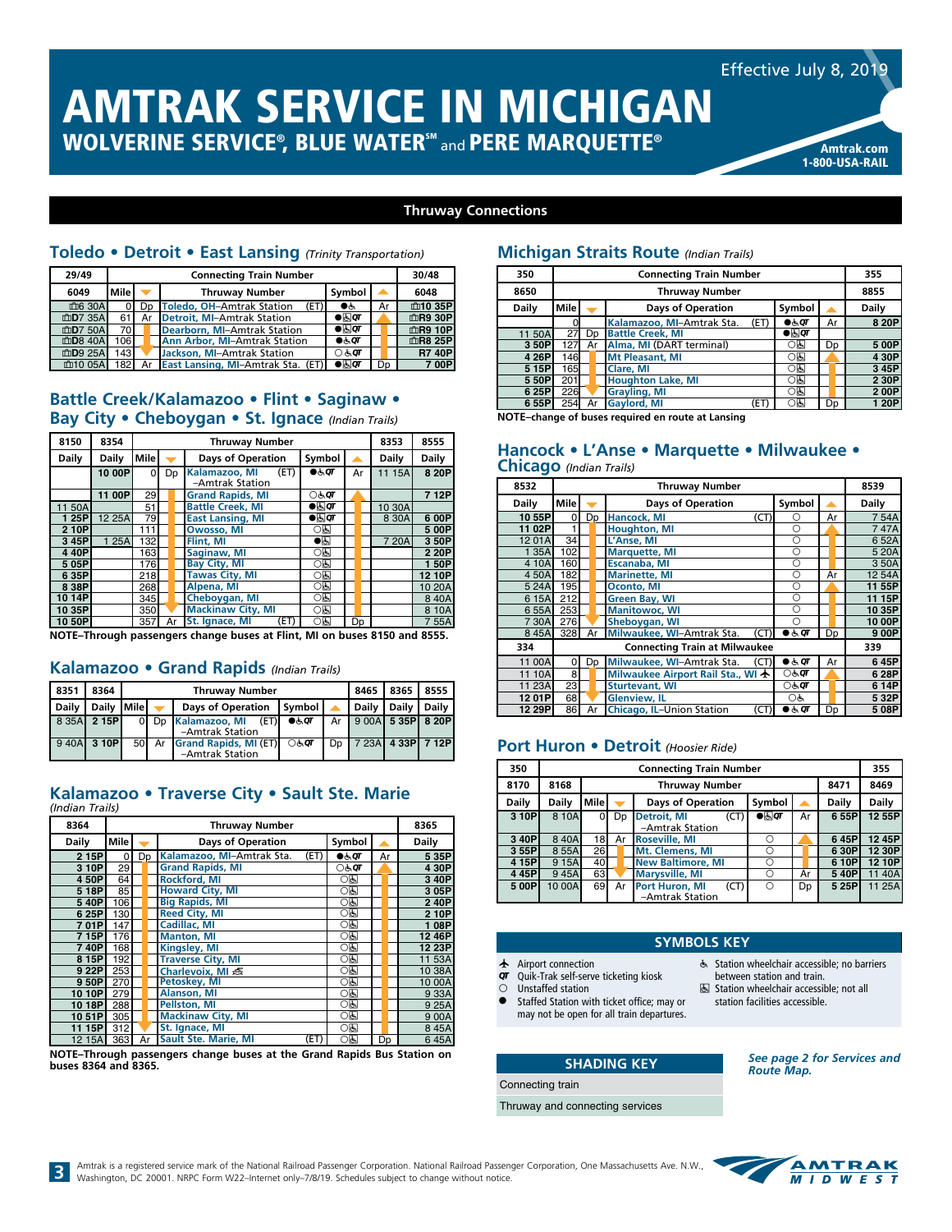Effective July 8, 2019

# AMTRAK SERVICE IN MICHIGAN

## WOLVERINE SERVICE®, BLUE WATER℠ and PERE MARQUETTE®

Amtrak.com
1-800-USA-RAIL

## Thruway Connections

### Toledo • Detroit • East Lansing *(Trinity Transportation)*

| 29/49 | Connecting Train Number | | | | | 30/48 |
|---|---|---|---|---|---|---|
| 6049 | Mile | ▼ | Thruway Number | Symbol | ▲ | 6048 |
| 6 30A | 0 | Dp | Toledo, OH–Amtrak Station (ET) | ●♿ | Ar | 10 35P |
| D7 35A | 61 | Ar | Detroit, MI–Amtrak Station | ●♿QT | | R9 30P |
| D7 50A | 70 | | Dearborn, MI–Amtrak Station | ●♿QT | | R9 10P |
| D8 40A | 106 | | Ann Arbor, MI–Amtrak Station | ●♿QT | | R8 25P |
| D9 25A | 143 | | Jackson, MI–Amtrak Station | ○♿QT | | R7 40P |
| 10 05A | 182 | Ar | East Lansing, MI–Amtrak Sta. (ET) | ●♿QT | Dp | 7 00P |

### Battle Creek/Kalamazoo • Flint • Saginaw • Bay City • Cheboygan • St. Ignace *(Indian Trails)*

| 8150 | 8354 | | | Thruway Number | | | 8353 | 8555 |
|---|---|---|---|---|---|---|---|---|
| Daily | Daily | Mile | ▼ | Days of Operation | Symbol | ▲ | Daily | Daily |
| | 10 00P | 0 | Dp | Kalamazoo, MI (ET) –Amtrak Station | ●♿QT | Ar | 11 15A | 8 20P |
| | 11 00P | 29 | | Grand Rapids, MI | ○♿QT | | | 7 12P |
| 11 50A | | 51 | | Battle Creek, MI | ●♿QT | | 10 30A | |
| 1 25P | 12 25A | 79 | | East Lansing, MI | ●♿QT | | 8 30A | 6 00P |
| 2 10P | | 111 | | Owosso, MI | ○♿ | | | 5 00P |
| 3 45P | 1 25A | 132 | | Flint, MI | ●♿ | | 7 20A | 3 50P |
| 4 40P | | 163 | | Saginaw, MI | ○♿ | | | 2 20P |
| 5 05P | | 176 | | Bay City, MI | ○♿ | | | 1 50P |
| 6 35P | | 218 | | Tawas City, MI | ○♿ | | | 12 10P |
| 8 38P | | 268 | | Alpena, MI | ○♿ | | | 10 20A |
| 10 14P | | 345 | | Cheboygan, MI | ○♿ | | | 8 40A |
| 10 35P | | 350 | | Mackinaw City, MI | ○♿ | | | 8 10A |
| 10 50P | | 357 | Ar | St. Ignace, MI (ET) | ○♿ | Dp | | 7 55A |

NOTE–Through passengers change buses at Flint, MI on buses 8150 and 8555.

### Kalamazoo • Grand Rapids *(Indian Trails)*

| 8351 | 8364 | | | Thruway Number | | | 8465 | 8365 | 8555 |
|---|---|---|---|---|---|---|---|---|---|
| Daily | Daily | Mile | ▼ | Days of Operation | Symbol | ▲ | Daily | Daily | Daily |
| 8 35A | 2 15P | 0 | Dp | Kalamazoo, MI (ET) –Amtrak Station | ●♿QT | Ar | 9 00A | 5 35P | 8 20P |
| 9 40A | 3 10P | 50 | Ar | Grand Rapids, MI (ET) –Amtrak Station | ○♿QT | Dp | 7 23A | 4 33P | 7 12P |

### Kalamazoo • Traverse City • Sault Ste. Marie *(Indian Trails)*

| 8364 | | | Thruway Number | | | 8365 |
|---|---|---|---|---|---|---|
| Daily | Mile | ▼ | Days of Operation | Symbol | ▲ | Daily |
| 2 15P | 0 | Dp | Kalamazoo, MI–Amtrak Sta. (ET) | ●♿QT | Ar | 5 35P |
| 3 10P | 29 | | Grand Rapids, MI | ○♿QT | | 4 30P |
| 4 50P | 64 | | Rockford, MI | ○♿ | | 3 40P |
| 5 18P | 85 | | Howard City, MI | ○♿ | | 3 05P |
| 5 40P | 106 | | Big Rapids, MI | ○♿ | | 2 40P |
| 6 25P | 130 | | Reed City, MI | ○♿ | | 2 10P |
| 7 01P | 147 | | Cadillac, MI | ○♿ | | 1 08P |
| 7 15P | 176 | | Manton, MI | ○♿ | | 12 46P |
| 7 40P | 168 | | Kingsley, MI | ○♿ | | 12 23P |
| 8 15P | 192 | | Traverse City, MI | ○♿ | | 11 53A |
| 9 22P | 253 | | Charlevoix, MI | ○♿ | | 10 38A |
| 9 50P | 270 | | Petoskey, MI | ○♿ | | 10 00A |
| 10 10P | 279 | | Alanson, MI | ○♿ | | 9 33A |
| 10 18P | 288 | | Pellston, MI | ○♿ | | 9 25A |
| 10 51P | 305 | | Mackinaw City, MI | ○♿ | | 9 00A |
| 11 15P | 312 | | St. Ignace, MI | ○♿ | | 8 45A |
| 12 15A | 363 | Ar | Sault Ste. Marie, MI (ET) | ○♿ | Dp | 6 45A |

NOTE–Through passengers change buses at the Grand Rapids Bus Station on buses 8364 and 8365.

### Michigan Straits Route *(Indian Trails)*

| 350 | Connecting Train Number | | | | | 355 |
|---|---|---|---|---|---|---|
| 8650 | Thruway Number | | | | | 8855 |
| Daily | Mile | ▼ | Days of Operation | Symbol | ▲ | Daily |
| | 0 | | Kalamazoo, MI–Amtrak Sta. (ET) | ●♿QT | Ar | 8 20P |
| 11 50A | 27 | Dp | Battle Creek, MI | ●♿QT | | |
| 3 50P | 127 | Ar | Alma, MI (DART terminal) | ○♿ | Dp | 5 00P |
| 4 26P | 146 | | Mt Pleasant, MI | ○♿ | | 4 30P |
| 5 15P | 165 | | Clare, MI | ○♿ | | 3 45P |
| 5 50P | 201 | | Houghton Lake, MI | ○♿ | | 2 30P |
| 6 25P | 226 | | Grayling, MI | ○♿ | | 2 00P |
| 6 55P | 254 | Ar | Gaylord, MI (ET) | ○♿ | Dp | 1 20P |

NOTE–change of buses required en route at Lansing

### Hancock • L'Anse • Marquette • Milwaukee • Chicago *(Indian Trails)*

| 8532 | | | Thruway Number | | | 8539 |
|---|---|---|---|---|---|---|
| Daily | Mile | ▼ | Days of Operation | Symbol | ▲ | Daily |
| 10 55P | 0 | Dp | Hancock, MI (CT) | ○ | Ar | 7 54A |
| 11 02P | 1 | | Houghton, MI | ○ | | 7 47A |
| 12 01A | 34 | | L'Anse, MI | ○ | | 6 52A |
| 1 35A | 102 | | Marquette, MI | ○ | | 5 20A |
| 4 10A | 160 | | Escanaba, MI | ○ | | 3 50A |
| 4 50A | 182 | | Marinette, MI | ○ | Ar | 12 54A |
| 5 24A | 195 | | Oconto, MI | ○ | | 11 55P |
| 6 15A | 212 | | Green Bay, WI | ○ | | 11 15P |
| 6 55A | 253 | | Manitowoc, WI | ○ | | 10 35P |
| 7 30A | 276 | | Sheboygan, WI | ○ | | 10 00P |
| 8 45A | 328 | Ar | Milwaukee, WI–Amtrak Sta. (CT) | ●♿QT | Dp | 9 00P |
| **334** | | | **Connecting Train at Milwaukee** | | | **339** |
| 11 00A | 0 | Dp | Milwaukee, WI–Amtrak Sta. (CT) | ●♿QT | Ar | 6 45P |
| 11 10A | 8 | | Milwaukee Airport Rail Sta., WI ✈ | ○♿QT | | 6 28P |
| 11 23A | 23 | | Sturtevant, WI | ○♿QT | | 6 14P |
| 12 01P | 68 | | Glenview, IL | ○♿ | | 5 32P |
| 12 29P | 86 | Ar | Chicago, IL–Union Station (CT) | ●♿QT | Dp | 5 08P |

### Port Huron • Detroit *(Hoosier Ride)*

| 350 | Connecting Train Number | | | | | | | 355 |
|---|---|---|---|---|---|---|---|---|
| 8170 | 8168 | | | Thruway Number | | | 8471 | 8469 |
| Daily | Daily | Mile | ▼ | Days of Operation | Symbol | ▲ | Daily | Daily |
| 3 10P | 8 10A | 0 | Dp | Detroit, MI (CT) –Amtrak Station | ●♿QT | Ar | 6 55P | 12 55P |
| 3 40P | 8 40A | 18 | Ar | Roseville, MI | ○ | | 6 45P | 12 45P |
| 3 55P | 8 55A | 26 | | Mt. Clemens, MI | ○ | | 6 30P | 12 30P |
| 4 15P | 9 15A | 40 | | New Baltimore, MI | ○ | | 6 10P | 12 10P |
| 4 45P | 9 45A | 63 | | Marysville, MI | ○ | Ar | 5 40P | 11 40A |
| 5 00P | 10 00A | 69 | Ar | Port Huron, MI (CT) –Amtrak Station | ○ | Dp | 5 25P | 11 25A |

## SYMBOLS KEY

- ✈ Airport connection
- QT Quik-Trak self-serve ticketing kiosk
- ○ Unstaffed station
- ● Staffed Station with ticket office; may or may not be open for all train departures.
- ♿ Station wheelchair accessible; no barriers between station and train.
- ♿ Station wheelchair accessible; not all station facilities accessible.

## SHADING KEY

Connecting train

Thruway and connecting services

*See page 2 for Services and Route Map.*

Amtrak is a registered service mark of the National Railroad Passenger Corporation. National Railroad Passenger Corporation, One Massachusetts Ave. N.W., Washington, DC 20001. NRPC Form W22–Internet only–7/8/19. Schedules subject to change without notice.

AMTRAK MIDWEST